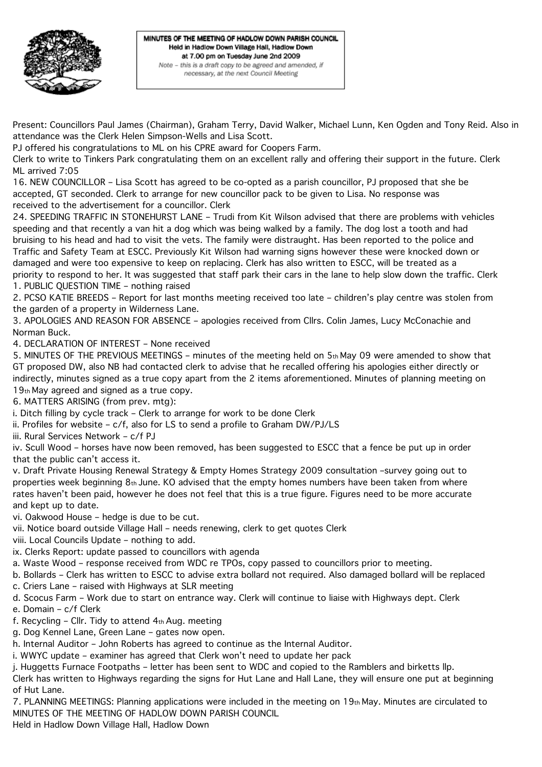**MINUTES OF THE MEETING OF HADLOW DOWN PARISH COUNCIL**
**Held in Hadlow Down Village Hall, Hadlow Down**
**at 7.00 pm on Tuesday June 2nd 2009**
*Note – this is a draft copy to be agreed and amended, if necessary, at the next Council Meeting*

Present: Councillors Paul James (Chairman), Graham Terry, David Walker, Michael Lunn, Ken Ogden and Tony Reid. Also in attendance was the Clerk Helen Simpson-Wells and Lisa Scott.

PJ offered his congratulations to ML on his CPRE award for Coopers Farm.

Clerk to write to Tinkers Park congratulating them on an excellent rally and offering their support in the future. Clerk

ML arrived 7:05

16. NEW COUNCILLOR – Lisa Scott has agreed to be co-opted as a parish councillor, PJ proposed that she be accepted, GT seconded. Clerk to arrange for new councillor pack to be given to Lisa. No response was received to the advertisement for a councillor. Clerk

24. SPEEDING TRAFFIC IN STONEHURST LANE – Trudi from Kit Wilson advised that there are problems with vehicles speeding and that recently a van hit a dog which was being walked by a family. The dog lost a tooth and had bruising to his head and had to visit the vets. The family were distraught. Has been reported to the police and Traffic and Safety Team at ESCC. Previously Kit Wilson had warning signs however these were knocked down or damaged and were too expensive to keep on replacing. Clerk has also written to ESCC, will be treated as a priority to respond to her. It was suggested that staff park their cars in the lane to help slow down the traffic. Clerk

1. PUBLIC QUESTION TIME – nothing raised

2. PCSO KATIE BREEDS – Report for last months meeting received too late – children's play centre was stolen from the garden of a property in Wilderness Lane.

3. APOLOGIES AND REASON FOR ABSENCE – apologies received from Cllrs. Colin James, Lucy McConachie and Norman Buck.

4. DECLARATION OF INTEREST – None received

5. MINUTES OF THE PREVIOUS MEETINGS – minutes of the meeting held on 5th May 09 were amended to show that GT proposed DW, also NB had contacted clerk to advise that he recalled offering his apologies either directly or indirectly, minutes signed as a true copy apart from the 2 items aforementioned. Minutes of planning meeting on 19th May agreed and signed as a true copy.

6. MATTERS ARISING (from prev. mtg):

i. Ditch filling by cycle track – Clerk to arrange for work to be done Clerk

ii. Profiles for website – c/f, also for LS to send a profile to Graham DW/PJ/LS

iii. Rural Services Network – c/f PJ

iv. Scull Wood – horses have now been removed, has been suggested to ESCC that a fence be put up in order that the public can't access it.

v. Draft Private Housing Renewal Strategy & Empty Homes Strategy 2009 consultation –survey going out to properties week beginning 8th June. KO advised that the empty homes numbers have been taken from where rates haven't been paid, however he does not feel that this is a true figure. Figures need to be more accurate and kept up to date.

vi. Oakwood House – hedge is due to be cut.

vii. Notice board outside Village Hall – needs renewing, clerk to get quotes Clerk

viii. Local Councils Update – nothing to add.

ix. Clerks Report: update passed to councillors with agenda

a. Waste Wood – response received from WDC re TPOs, copy passed to councillors prior to meeting.

b. Bollards – Clerk has written to ESCC to advise extra bollard not required. Also damaged bollard will be replaced

c. Criers Lane – raised with Highways at SLR meeting

d. Scocus Farm – Work due to start on entrance way. Clerk will continue to liaise with Highways dept. Clerk

e. Domain – c/f Clerk

f. Recycling – Cllr. Tidy to attend 4th Aug. meeting

g. Dog Kennel Lane, Green Lane – gates now open.

h. Internal Auditor – John Roberts has agreed to continue as the Internal Auditor.

i. WWYC update – examiner has agreed that Clerk won't need to update her pack

j. Huggetts Furnace Footpaths – letter has been sent to WDC and copied to the Ramblers and birketts llp.

Clerk has written to Highways regarding the signs for Hut Lane and Hall Lane, they will ensure one put at beginning of Hut Lane.

7. PLANNING MEETINGS: Planning applications were included in the meeting on 19th May. Minutes are circulated to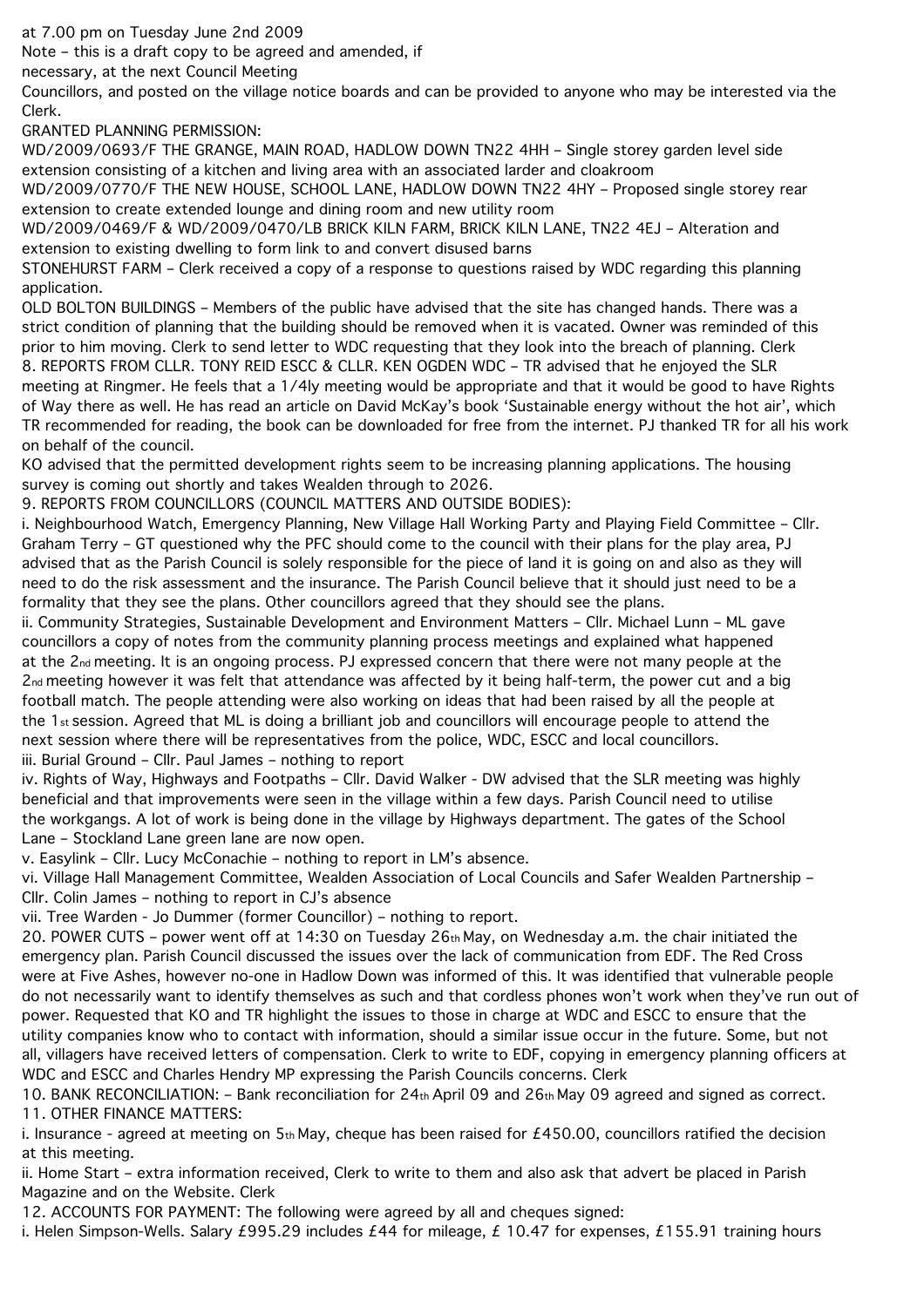at 7.00 pm on Tuesday June 2nd 2009

Note – this is a draft copy to be agreed and amended, if necessary, at the next Council Meeting

Councillors, and posted on the village notice boards and can be provided to anyone who may be interested via the Clerk.

GRANTED PLANNING PERMISSION:

WD/2009/0693/F THE GRANGE, MAIN ROAD, HADLOW DOWN TN22 4HH – Single storey garden level side extension consisting of a kitchen and living area with an associated larder and cloakroom

WD/2009/0770/F THE NEW HOUSE, SCHOOL LANE, HADLOW DOWN TN22 4HY – Proposed single storey rear extension to create extended lounge and dining room and new utility room

WD/2009/0469/F & WD/2009/0470/LB BRICK KILN FARM, BRICK KILN LANE, TN22 4EJ – Alteration and extension to existing dwelling to form link to and convert disused barns

STONEHURST FARM – Clerk received a copy of a response to questions raised by WDC regarding this planning application.

OLD BOLTON BUILDINGS – Members of the public have advised that the site has changed hands. There was a strict condition of planning that the building should be removed when it is vacated. Owner was reminded of this prior to him moving. Clerk to send letter to WDC requesting that they look into the breach of planning. Clerk

8. REPORTS FROM CLLR. TONY REID ESCC & CLLR. KEN OGDEN WDC – TR advised that he enjoyed the SLR meeting at Ringmer. He feels that a 1/4ly meeting would be appropriate and that it would be good to have Rights of Way there as well. He has read an article on David McKay's book 'Sustainable energy without the hot air', which TR recommended for reading, the book can be downloaded for free from the internet. PJ thanked TR for all his work on behalf of the council.

KO advised that the permitted development rights seem to be increasing planning applications. The housing survey is coming out shortly and takes Wealden through to 2026.

9. REPORTS FROM COUNCILLORS (COUNCIL MATTERS AND OUTSIDE BODIES):

i. Neighbourhood Watch, Emergency Planning, New Village Hall Working Party and Playing Field Committee – Cllr. Graham Terry – GT questioned why the PFC should come to the council with their plans for the play area, PJ advised that as the Parish Council is solely responsible for the piece of land it is going on and also as they will need to do the risk assessment and the insurance. The Parish Council believe that it should just need to be a formality that they see the plans. Other councillors agreed that they should see the plans.

ii. Community Strategies, Sustainable Development and Environment Matters – Cllr. Michael Lunn – ML gave councillors a copy of notes from the community planning process meetings and explained what happened at the 2nd meeting. It is an ongoing process. PJ expressed concern that there were not many people at the 2nd meeting however it was felt that attendance was affected by it being half-term, the power cut and a big football match. The people attending were also working on ideas that had been raised by all the people at the 1st session. Agreed that ML is doing a brilliant job and councillors will encourage people to attend the next session where there will be representatives from the police, WDC, ESCC and local councillors.

iii. Burial Ground – Cllr. Paul James – nothing to report

iv. Rights of Way, Highways and Footpaths – Cllr. David Walker - DW advised that the SLR meeting was highly beneficial and that improvements were seen in the village within a few days. Parish Council need to utilise the workgangs. A lot of work is being done in the village by Highways department. The gates of the School Lane – Stockland Lane green lane are now open.

v. Easylink – Cllr. Lucy McConachie – nothing to report in LM's absence.

vi. Village Hall Management Committee, Wealden Association of Local Councils and Safer Wealden Partnership – Cllr. Colin James – nothing to report in CJ's absence

vii. Tree Warden - Jo Dummer (former Councillor) – nothing to report.

20. POWER CUTS – power went off at 14:30 on Tuesday 26th May, on Wednesday a.m. the chair initiated the emergency plan. Parish Council discussed the issues over the lack of communication from EDF. The Red Cross were at Five Ashes, however no-one in Hadlow Down was informed of this. It was identified that vulnerable people do not necessarily want to identify themselves as such and that cordless phones won't work when they've run out of power. Requested that KO and TR highlight the issues to those in charge at WDC and ESCC to ensure that the utility companies know who to contact with information, should a similar issue occur in the future. Some, but not all, villagers have received letters of compensation. Clerk to write to EDF, copying in emergency planning officers at WDC and ESCC and Charles Hendry MP expressing the Parish Councils concerns. Clerk

10. BANK RECONCILIATION: – Bank reconciliation for 24th April 09 and 26th May 09 agreed and signed as correct.

11. OTHER FINANCE MATTERS:

i. Insurance - agreed at meeting on 5th May, cheque has been raised for £450.00, councillors ratified the decision at this meeting.

ii. Home Start – extra information received, Clerk to write to them and also ask that advert be placed in Parish Magazine and on the Website. Clerk

12. ACCOUNTS FOR PAYMENT: The following were agreed by all and cheques signed:

i. Helen Simpson-Wells. Salary £995.29 includes £44 for mileage, £ 10.47 for expenses, £155.91 training hours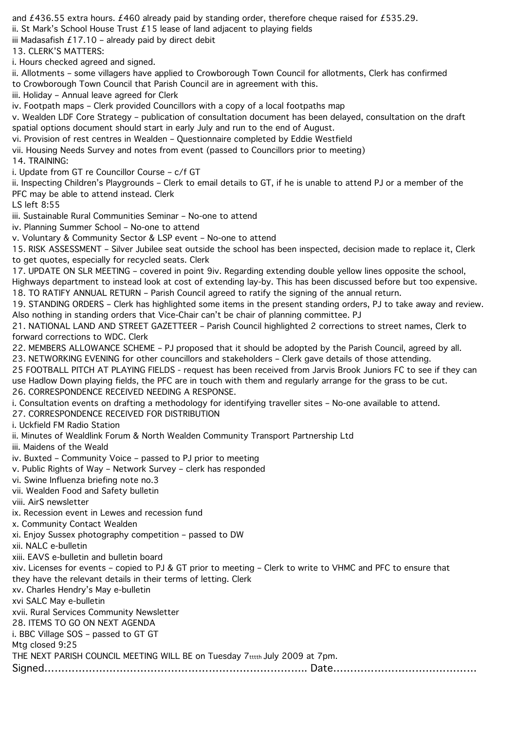and £436.55 extra hours. £460 already paid by standing order, therefore cheque raised for £535.29.
ii. St Mark's School House Trust £15 lease of land adjacent to playing fields
iii Madasafish £17.10 – already paid by direct debit

13. CLERK'S MATTERS:
i. Hours checked agreed and signed.
ii. Allotments – some villagers have applied to Crowborough Town Council for allotments, Clerk has confirmed to Crowborough Town Council that Parish Council are in agreement with this.
iii. Holiday – Annual leave agreed for Clerk
iv. Footpath maps – Clerk provided Councillors with a copy of a local footpaths map
v. Wealden LDF Core Strategy – publication of consultation document has been delayed, consultation on the draft spatial options document should start in early July and run to the end of August.
vi. Provision of rest centres in Wealden – Questionnaire completed by Eddie Westfield
vii. Housing Needs Survey and notes from event (passed to Councillors prior to meeting)

14. TRAINING:
i. Update from GT re Councillor Course – c/f GT
ii. Inspecting Children's Playgrounds – Clerk to email details to GT, if he is unable to attend PJ or a member of the PFC may be able to attend instead. Clerk
LS left 8:55
iii. Sustainable Rural Communities Seminar – No-one to attend
iv. Planning Summer School – No-one to attend
v. Voluntary & Community Sector & LSP event – No-one to attend

15. RISK ASSESSMENT – Silver Jubilee seat outside the school has been inspected, decision made to replace it, Clerk to get quotes, especially for recycled seats. Clerk

17. UPDATE ON SLR MEETING – covered in point 9iv. Regarding extending double yellow lines opposite the school, Highways department to instead look at cost of extending lay-by. This has been discussed before but too expensive.

18. TO RATIFY ANNUAL RETURN – Parish Council agreed to ratify the signing of the annual return.

19. STANDING ORDERS – Clerk has highlighted some items in the present standing orders, PJ to take away and review. Also nothing in standing orders that Vice-Chair can't be chair of planning committee. PJ

21. NATIONAL LAND AND STREET GAZETTEER – Parish Council highlighted 2 corrections to street names, Clerk to forward corrections to WDC. Clerk

22. MEMBERS ALLOWANCE SCHEME – PJ proposed that it should be adopted by the Parish Council, agreed by all.

23. NETWORKING EVENING for other councillors and stakeholders – Clerk gave details of those attending.

25 FOOTBALL PITCH AT PLAYING FIELDS - request has been received from Jarvis Brook Juniors FC to see if they can use Hadlow Down playing fields, the PFC are in touch with them and regularly arrange for the grass to be cut.

26. CORRESPONDENCE RECEIVED NEEDING A RESPONSE.
i. Consultation events on drafting a methodology for identifying traveller sites – No-one available to attend.

27. CORRESPONDENCE RECEIVED FOR DISTRIBUTION
i. Uckfield FM Radio Station
ii. Minutes of Wealdlink Forum & North Wealden Community Transport Partnership Ltd
iii. Maidens of the Weald
iv. Buxted – Community Voice – passed to PJ prior to meeting
v. Public Rights of Way – Network Survey – clerk has responded
vi. Swine Influenza briefing note no.3
vii. Wealden Food and Safety bulletin
viii. AirS newsletter
ix. Recession event in Lewes and recession fund
x. Community Contact Wealden
xi. Enjoy Sussex photography competition – passed to DW
xii. NALC e-bulletin
xiii. EAVS e-bulletin and bulletin board
xiv. Licenses for events – copied to PJ & GT prior to meeting – Clerk to write to VHMC and PFC to ensure that they have the relevant details in their terms of letting. Clerk
xv. Charles Hendry's May e-bulletin
xvi SALC May e-bulletin
xvii. Rural Services Community Newsletter

28. ITEMS TO GO ON NEXT AGENDA
i. BBC Village SOS – passed to GT GT

Mtg closed 9:25

THE NEXT PARISH COUNCIL MEETING WILL BE on Tuesday 7tttth July 2009 at 7pm.

Signed………………………………………………………………… Date……………………………………